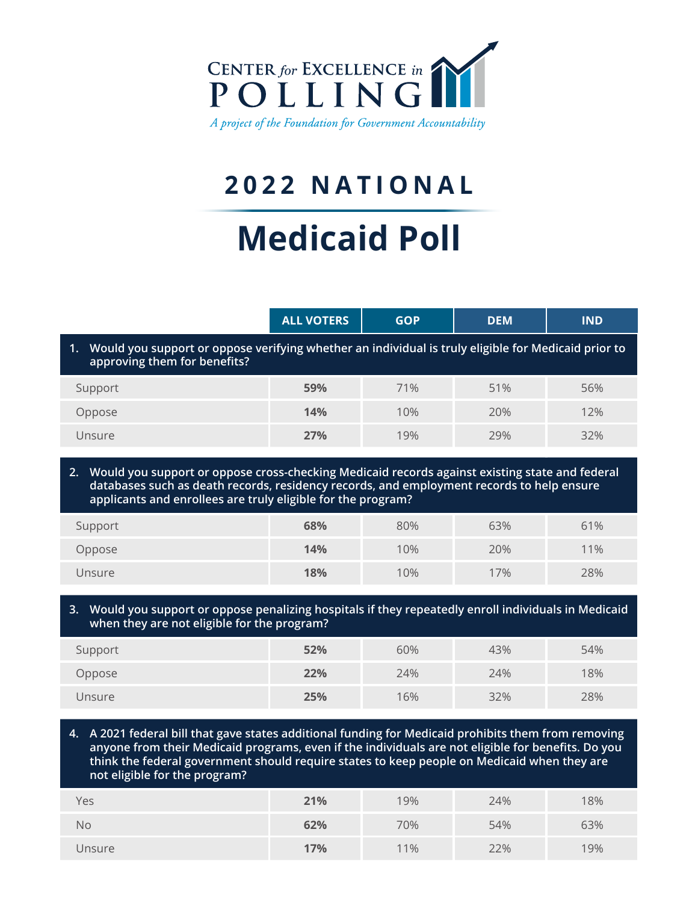Center for Excellence in Polling

*A project of the Foundation for Government Accountability*

# 2022 NATIONAL

# Medicaid Poll

| | ALL VOTERS | GOP | DEM | IND |
|---|---|---|---|---|
| **1. Would you support or oppose verifying whether an individual is truly eligible for Medicaid prior to approving them for benefits?** | | | | |
| Support | **59%** | 71% | 51% | 56% |
| Oppose | **14%** | 10% | 20% | 12% |
| Unsure | **27%** | 19% | 29% | 32% |
| **2. Would you support or oppose cross-checking Medicaid records against existing state and federal databases such as death records, residency records, and employment records to help ensure applicants and enrollees are truly eligible for the program?** | | | | |
| Support | **68%** | 80% | 63% | 61% |
| Oppose | **14%** | 10% | 20% | 11% |
| Unsure | **18%** | 10% | 17% | 28% |
| **3. Would you support or oppose penalizing hospitals if they repeatedly enroll individuals in Medicaid when they are not eligible for the program?** | | | | |
| Support | **52%** | 60% | 43% | 54% |
| Oppose | **22%** | 24% | 24% | 18% |
| Unsure | **25%** | 16% | 32% | 28% |
| **4. A 2021 federal bill that gave states additional funding for Medicaid prohibits them from removing anyone from their Medicaid programs, even if the individuals are not eligible for benefits. Do you think the federal government should require states to keep people on Medicaid when they are not eligible for the program?** | | | | |
| Yes | **21%** | 19% | 24% | 18% |
| No | **62%** | 70% | 54% | 63% |
| Unsure | **17%** | 11% | 22% | 19% |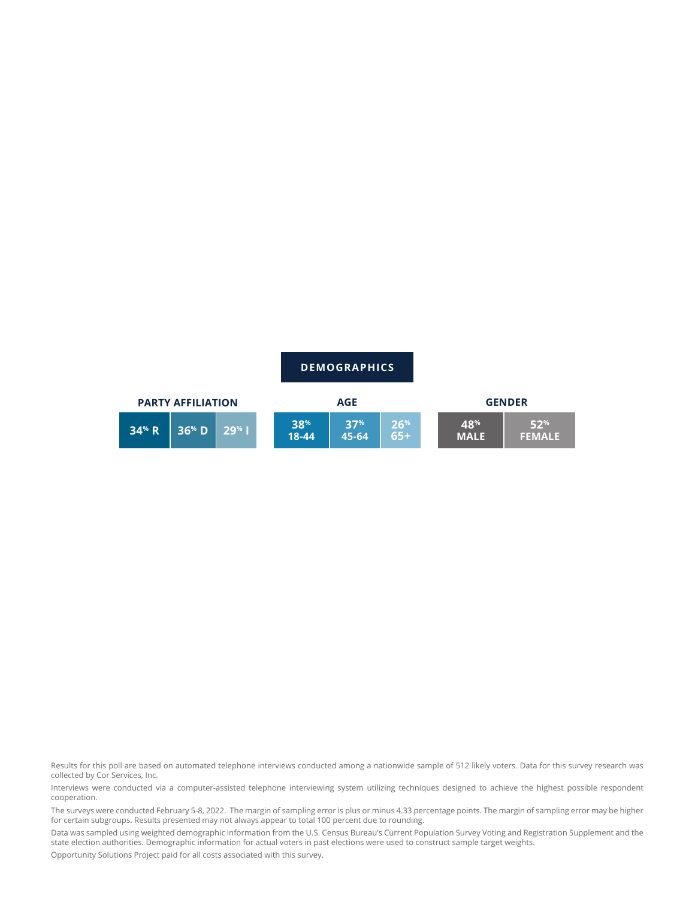## DEMOGRAPHICS

**PARTY AFFILIATION**

34% R | 36% D | 29% I

**AGE**

38% 18-44 | 37% 45-64 | 26% 65+

**GENDER**

48% MALE | 52% FEMALE

Results for this poll are based on automated telephone interviews conducted among a nationwide sample of 512 likely voters. Data for this survey research was collected by Cor Services, Inc.

Interviews were conducted via a computer-assisted telephone interviewing system utilizing techniques designed to achieve the highest possible respondent cooperation.

The surveys were conducted February 5-8, 2022. The margin of sampling error is plus or minus 4.33 percentage points. The margin of sampling error may be higher for certain subgroups. Results presented may not always appear to total 100 percent due to rounding.

Data was sampled using weighted demographic information from the U.S. Census Bureau's Current Population Survey Voting and Registration Supplement and the state election authorities. Demographic information for actual voters in past elections were used to construct sample target weights.

Opportunity Solutions Project paid for all costs associated with this survey.